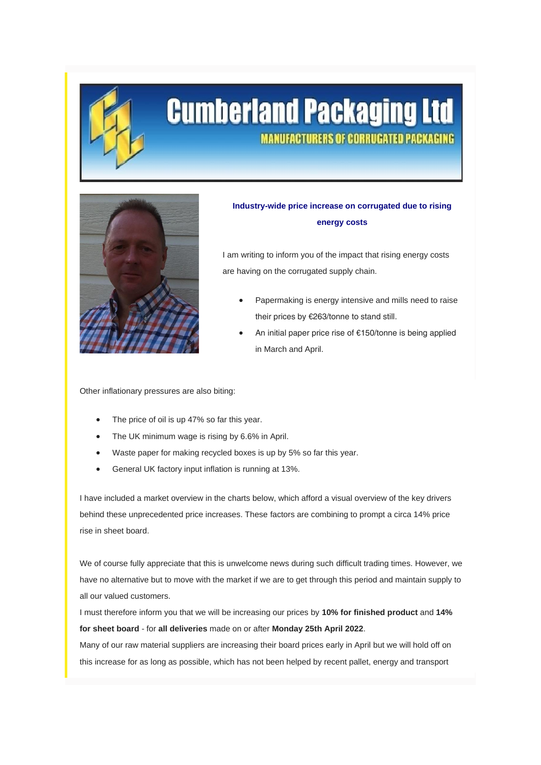# Cumberland Packaging Ltd

MANUFACTURERS OF CORRUGATED PACKAGING

**Industry-wide price increase on corrugated due to rising energy costs**

I am writing to inform you of the impact that rising energy costs are having on the corrugated supply chain.

- Papermaking is energy intensive and mills need to raise their prices by €263/tonne to stand still.
- An initial paper price rise of €150/tonne is being applied in March and April.

Other inflationary pressures are also biting:

- The price of oil is up 47% so far this year.
- The UK minimum wage is rising by 6.6% in April.
- Waste paper for making recycled boxes is up by 5% so far this year.
- General UK factory input inflation is running at 13%.

I have included a market overview in the charts below, which afford a visual overview of the key drivers behind these unprecedented price increases. These factors are combining to prompt a circa 14% price rise in sheet board.

We of course fully appreciate that this is unwelcome news during such difficult trading times. However, we have no alternative but to move with the market if we are to get through this period and maintain supply to all our valued customers.

I must therefore inform you that we will be increasing our prices by **10% for finished product** and **14% for sheet board** - for **all deliveries** made on or after **Monday 25th April 2022**.

Many of our raw material suppliers are increasing their board prices early in April but we will hold off on this increase for as long as possible, which has not been helped by recent pallet, energy and transport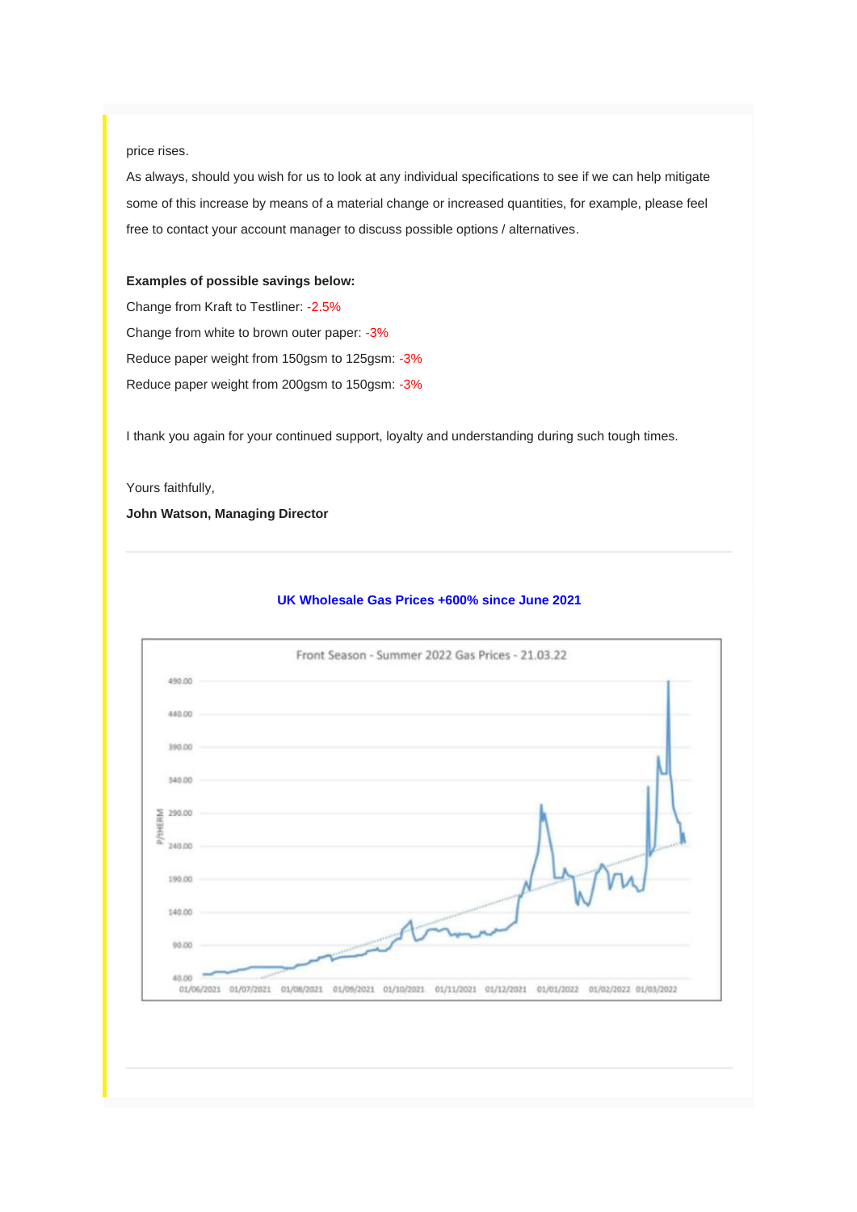price rises.

As always, should you wish for us to look at any individual specifications to see if we can help mitigate some of this increase by means of a material change or increased quantities, for example, please feel free to contact your account manager to discuss possible options / alternatives.

**Examples of possible savings below:**

Change from Kraft to Testliner: -2.5%

Change from white to brown outer paper: -3%

Reduce paper weight from 150gsm to 125gsm: -3%

Reduce paper weight from 200gsm to 150gsm: -3%

I thank you again for your continued support, loyalty and understanding during such tough times.

Yours faithfully,

**John Watson, Managing Director**

---

**UK Wholesale Gas Prices +600% since June 2021**

Front Season - Summer 2022 Gas Prices - 21.03.22

---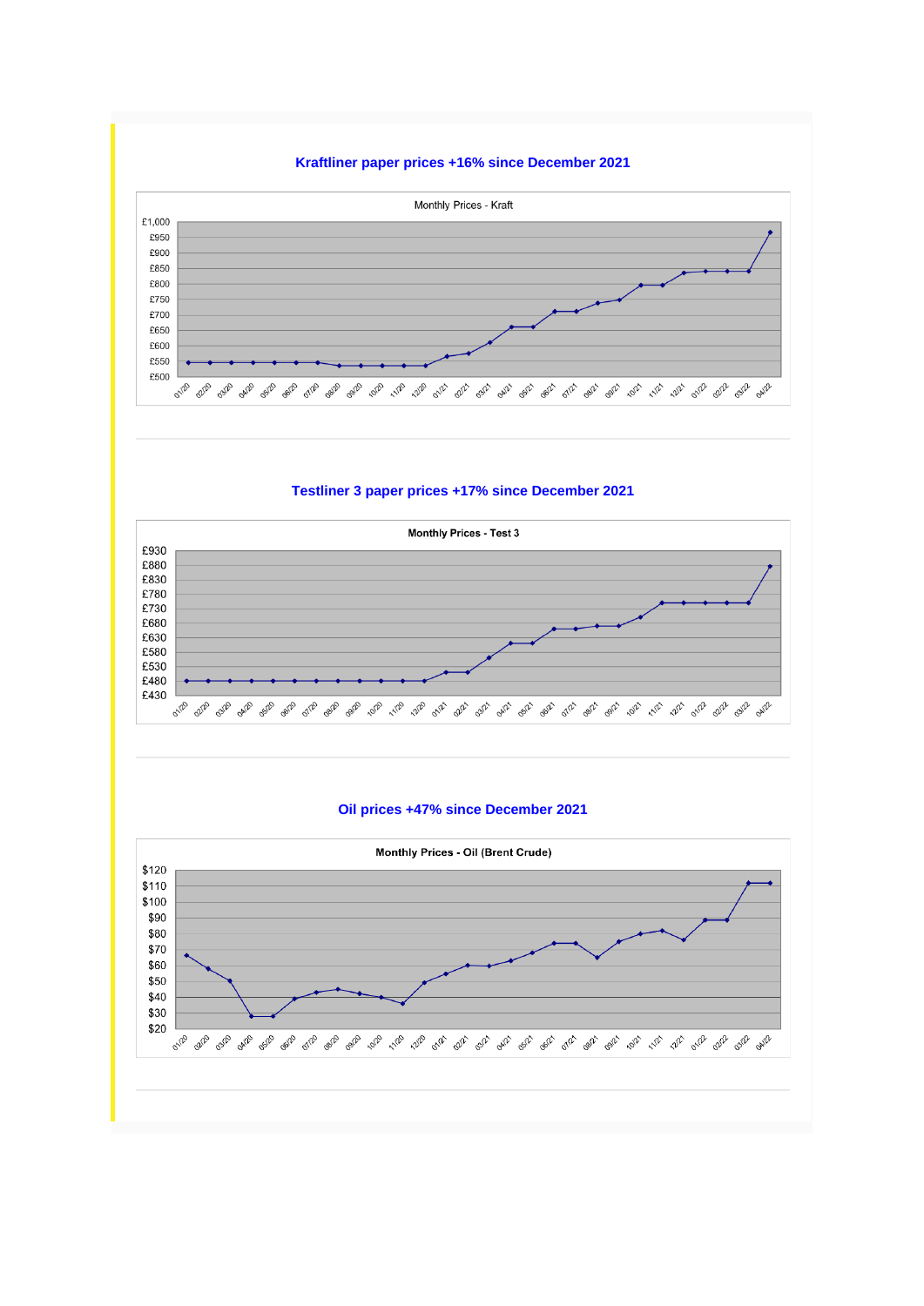## Kraftliner paper prices +16% since December 2021

Monthly Prices - Kraft

## Testliner 3 paper prices +17% since December 2021

Monthly Prices - Test 3

## Oil prices +47% since December 2021

Monthly Prices - Oil (Brent Crude)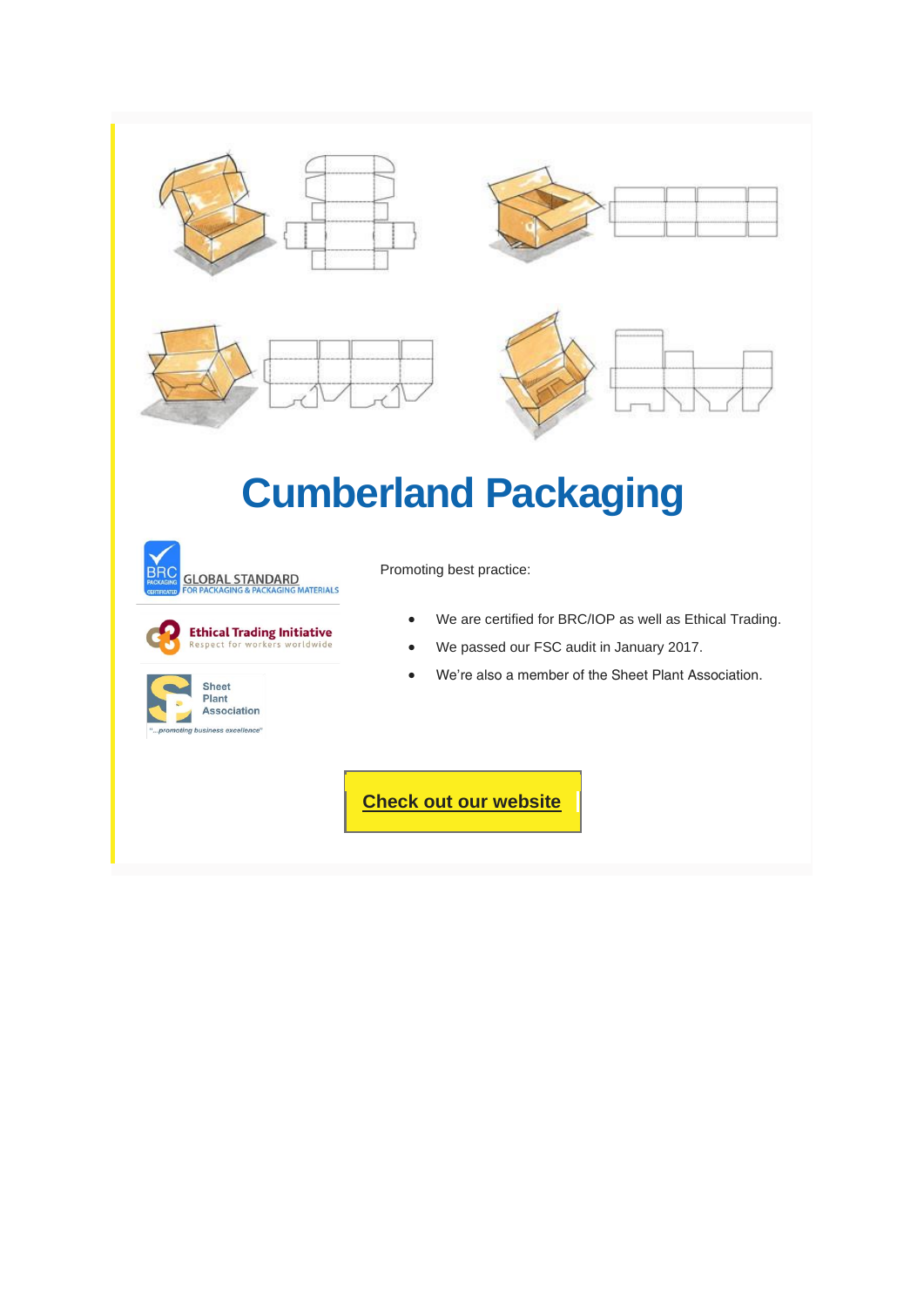# Cumberland Packaging

Promoting best practice:

- We are certified for BRC/IOP as well as Ethical Trading.
- We passed our FSC audit in January 2017.
- We're also a member of the Sheet Plant Association.

**Check out our website**